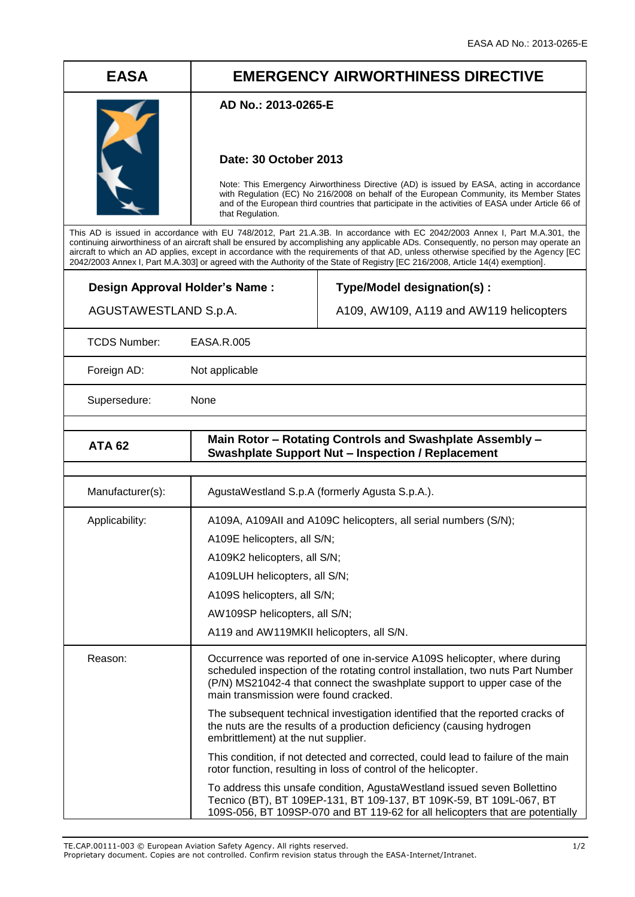| EASA | EMERGENCY AIRWORTHINESS DIRECTIVE |
|---|---|
| | **AD No.: 2013-0265-E**<br><br>**Date: 30 October 2013**<br><br>Note: This Emergency Airworthiness Directive (AD) is issued by EASA, acting in accordance with Regulation (EC) No 216/2008 on behalf of the European Community, its Member States and of the European third countries that participate in the activities of EASA under Article 66 of that Regulation. |

This AD is issued in accordance with EU 748/2012, Part 21.A.3B. In accordance with EC 2042/2003 Annex I, Part M.A.301, the continuing airworthiness of an aircraft shall be ensured by accomplishing any applicable ADs. Consequently, no person may operate an aircraft to which an AD applies, except in accordance with the requirements of that AD, unless otherwise specified by the Agency [EC 2042/2003 Annex I, Part M.A.303] or agreed with the Authority of the State of Registry [EC 216/2008, Article 14(4) exemption].

| **Design Approval Holder's Name :** | **Type/Model designation(s) :** |
|---|---|
| AGUSTAWESTLAND S.p.A. | A109, AW109, A119 and AW119 helicopters |

| | |
|---|---|
| TCDS Number: | EASA.R.005 |
| Foreign AD: | Not applicable |
| Supersedure: | None |

| | |
|---|---|
| **ATA 62** | **Main Rotor – Rotating Controls and Swashplate Assembly – Swashplate Support Nut – Inspection / Replacement** |

| | |
|---|---|
| Manufacturer(s): | AgustaWestland S.p.A (formerly Agusta S.p.A.). |
| Applicability: | A109A, A109AII and A109C helicopters, all serial numbers (S/N);<br>A109E helicopters, all S/N;<br>A109K2 helicopters, all S/N;<br>A109LUH helicopters, all S/N;<br>A109S helicopters, all S/N;<br>AW109SP helicopters, all S/N;<br>A119 and AW119MKII helicopters, all S/N. |
| Reason: | Occurrence was reported of one in-service A109S helicopter, where during scheduled inspection of the rotating control installation, two nuts Part Number (P/N) MS21042-4 that connect the swashplate support to upper case of the main transmission were found cracked.<br><br>The subsequent technical investigation identified that the reported cracks of the nuts are the results of a production deficiency (causing hydrogen embrittlement) at the nut supplier.<br><br>This condition, if not detected and corrected, could lead to failure of the main rotor function, resulting in loss of control of the helicopter.<br><br>To address this unsafe condition, AgustaWestland issued seven Bollettino Tecnico (BT), BT 109EP-131, BT 109-137, BT 109K-59, BT 109L-067, BT 109S-056, BT 109SP-070 and BT 119-62 for all helicopters that are potentially |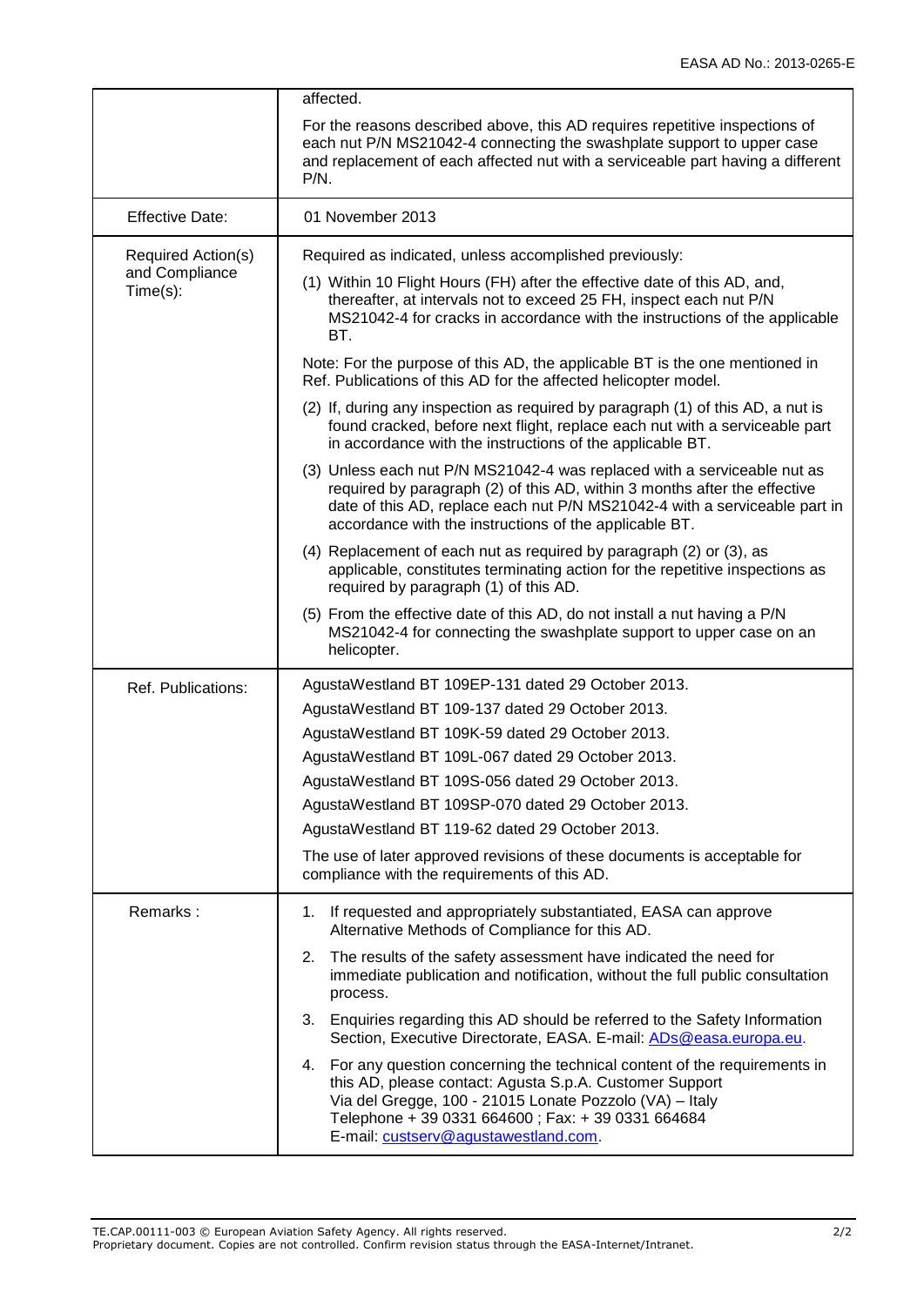| | |
|---|---|
| | affected.<br><br>For the reasons described above, this AD requires repetitive inspections of each nut P/N MS21042-4 connecting the swashplate support to upper case and replacement of each affected nut with a serviceable part having a different P/N. |
| Effective Date: | 01 November 2013 |
| Required Action(s) and Compliance Time(s): | Required as indicated, unless accomplished previously:<br><br>(1) Within 10 Flight Hours (FH) after the effective date of this AD, and, thereafter, at intervals not to exceed 25 FH, inspect each nut P/N MS21042-4 for cracks in accordance with the instructions of the applicable BT.<br><br>Note: For the purpose of this AD, the applicable BT is the one mentioned in Ref. Publications of this AD for the affected helicopter model.<br><br>(2) If, during any inspection as required by paragraph (1) of this AD, a nut is found cracked, before next flight, replace each nut with a serviceable part in accordance with the instructions of the applicable BT.<br><br>(3) Unless each nut P/N MS21042-4 was replaced with a serviceable nut as required by paragraph (2) of this AD, within 3 months after the effective date of this AD, replace each nut P/N MS21042-4 with a serviceable part in accordance with the instructions of the applicable BT.<br><br>(4) Replacement of each nut as required by paragraph (2) or (3), as applicable, constitutes terminating action for the repetitive inspections as required by paragraph (1) of this AD.<br><br>(5) From the effective date of this AD, do not install a nut having a P/N MS21042-4 for connecting the swashplate support to upper case on an helicopter. |
| Ref. Publications: | AgustaWestland BT 109EP-131 dated 29 October 2013.<br><br>AgustaWestland BT 109-137 dated 29 October 2013.<br><br>AgustaWestland BT 109K-59 dated 29 October 2013.<br><br>AgustaWestland BT 109L-067 dated 29 October 2013.<br><br>AgustaWestland BT 109S-056 dated 29 October 2013.<br><br>AgustaWestland BT 109SP-070 dated 29 October 2013.<br><br>AgustaWestland BT 119-62 dated 29 October 2013.<br><br>The use of later approved revisions of these documents is acceptable for compliance with the requirements of this AD. |
| Remarks : | 1. If requested and appropriately substantiated, EASA can approve Alternative Methods of Compliance for this AD.<br><br>2. The results of the safety assessment have indicated the need for immediate publication and notification, without the full public consultation process.<br><br>3. Enquiries regarding this AD should be referred to the Safety Information Section, Executive Directorate, EASA. E-mail: ADs@easa.europa.eu.<br><br>4. For any question concerning the technical content of the requirements in this AD, please contact: Agusta S.p.A. Customer Support Via del Gregge, 100 - 21015 Lonate Pozzolo (VA) – Italy Telephone + 39 0331 664600 ; Fax: + 39 0331 664684 E-mail: custserv@agustawestland.com. |